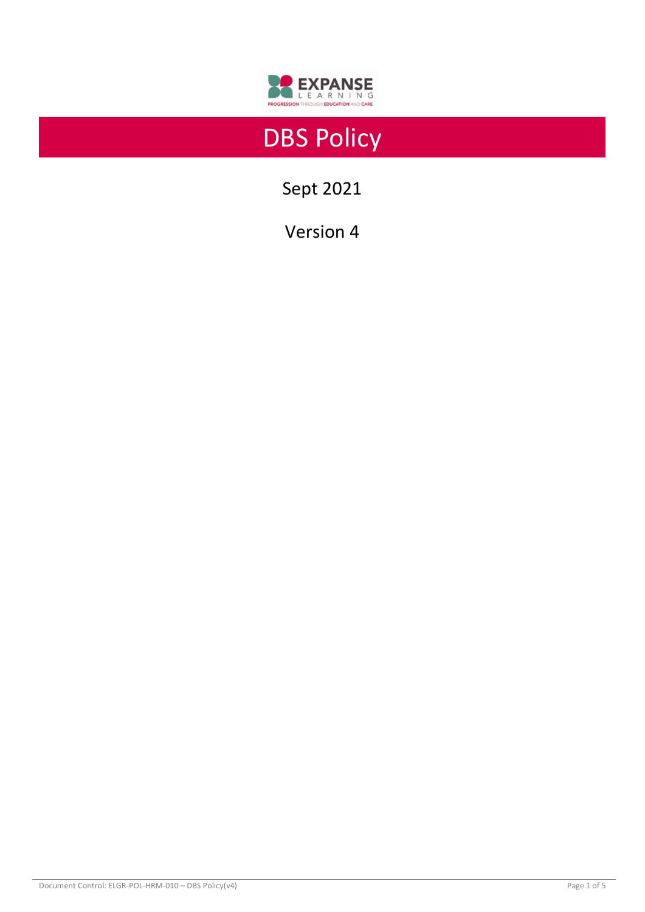# DBS Policy

Sept 2021

Version 4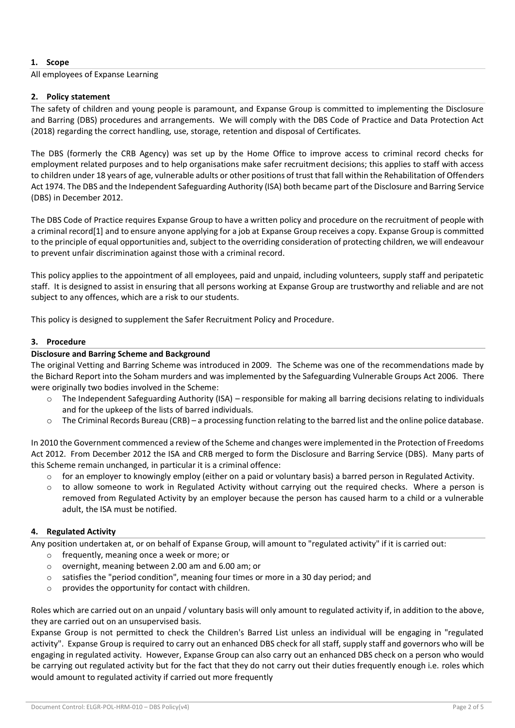## 1. Scope

All employees of Expanse Learning

## 2. Policy statement

The safety of children and young people is paramount, and Expanse Group is committed to implementing the Disclosure and Barring (DBS) procedures and arrangements. We will comply with the DBS Code of Practice and Data Protection Act (2018) regarding the correct handling, use, storage, retention and disposal of Certificates.

The DBS (formerly the CRB Agency) was set up by the Home Office to improve access to criminal record checks for employment related purposes and to help organisations make safer recruitment decisions; this applies to staff with access to children under 18 years of age, vulnerable adults or other positions of trust that fall within the Rehabilitation of Offenders Act 1974. The DBS and the Independent Safeguarding Authority (ISA) both became part of the Disclosure and Barring Service (DBS) in December 2012.

The DBS Code of Practice requires Expanse Group to have a written policy and procedure on the recruitment of people with a criminal record[1] and to ensure anyone applying for a job at Expanse Group receives a copy. Expanse Group is committed to the principle of equal opportunities and, subject to the overriding consideration of protecting children, we will endeavour to prevent unfair discrimination against those with a criminal record.

This policy applies to the appointment of all employees, paid and unpaid, including volunteers, supply staff and peripatetic staff. It is designed to assist in ensuring that all persons working at Expanse Group are trustworthy and reliable and are not subject to any offences, which are a risk to our students.

This policy is designed to supplement the Safer Recruitment Policy and Procedure.

## 3. Procedure

**Disclosure and Barring Scheme and Background**

The original Vetting and Barring Scheme was introduced in 2009. The Scheme was one of the recommendations made by the Bichard Report into the Soham murders and was implemented by the Safeguarding Vulnerable Groups Act 2006. There were originally two bodies involved in the Scheme:

- The Independent Safeguarding Authority (ISA) – responsible for making all barring decisions relating to individuals and for the upkeep of the lists of barred individuals.
- The Criminal Records Bureau (CRB) – a processing function relating to the barred list and the online police database.

In 2010 the Government commenced a review of the Scheme and changes were implemented in the Protection of Freedoms Act 2012. From December 2012 the ISA and CRB merged to form the Disclosure and Barring Service (DBS). Many parts of this Scheme remain unchanged, in particular it is a criminal offence:

- for an employer to knowingly employ (either on a paid or voluntary basis) a barred person in Regulated Activity.
- to allow someone to work in Regulated Activity without carrying out the required checks. Where a person is removed from Regulated Activity by an employer because the person has caused harm to a child or a vulnerable adult, the ISA must be notified.

## 4. Regulated Activity

Any position undertaken at, or on behalf of Expanse Group, will amount to "regulated activity" if it is carried out:

- frequently, meaning once a week or more; or
- overnight, meaning between 2.00 am and 6.00 am; or
- satisfies the "period condition", meaning four times or more in a 30 day period; and
- provides the opportunity for contact with children.

Roles which are carried out on an unpaid / voluntary basis will only amount to regulated activity if, in addition to the above, they are carried out on an unsupervised basis.

Expanse Group is not permitted to check the Children's Barred List unless an individual will be engaging in "regulated activity". Expanse Group is required to carry out an enhanced DBS check for all staff, supply staff and governors who will be engaging in regulated activity. However, Expanse Group can also carry out an enhanced DBS check on a person who would be carrying out regulated activity but for the fact that they do not carry out their duties frequently enough i.e. roles which would amount to regulated activity if carried out more frequently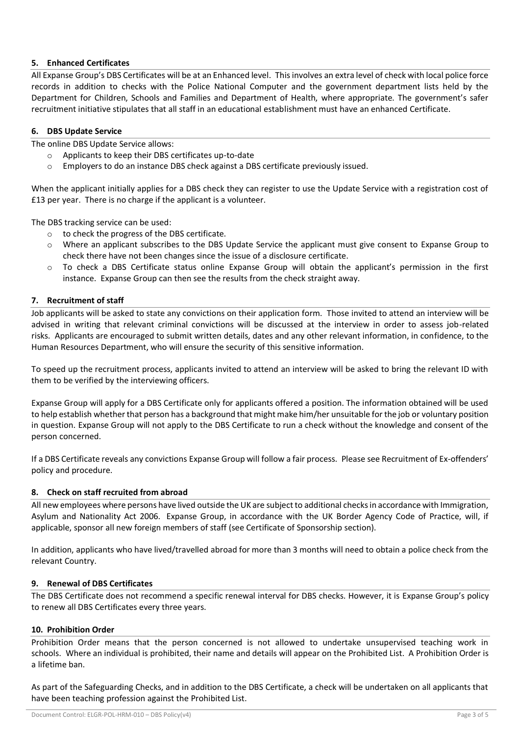### 5. Enhanced Certificates

All Expanse Group's DBS Certificates will be at an Enhanced level. This involves an extra level of check with local police force records in addition to checks with the Police National Computer and the government department lists held by the Department for Children, Schools and Families and Department of Health, where appropriate. The government's safer recruitment initiative stipulates that all staff in an educational establishment must have an enhanced Certificate.

### 6. DBS Update Service

The online DBS Update Service allows:

- Applicants to keep their DBS certificates up-to-date
- Employers to do an instance DBS check against a DBS certificate previously issued.

When the applicant initially applies for a DBS check they can register to use the Update Service with a registration cost of £13 per year. There is no charge if the applicant is a volunteer.

The DBS tracking service can be used:

- to check the progress of the DBS certificate.
- Where an applicant subscribes to the DBS Update Service the applicant must give consent to Expanse Group to check there have not been changes since the issue of a disclosure certificate.
- To check a DBS Certificate status online Expanse Group will obtain the applicant's permission in the first instance. Expanse Group can then see the results from the check straight away.

### 7. Recruitment of staff

Job applicants will be asked to state any convictions on their application form. Those invited to attend an interview will be advised in writing that relevant criminal convictions will be discussed at the interview in order to assess job-related risks. Applicants are encouraged to submit written details, dates and any other relevant information, in confidence, to the Human Resources Department, who will ensure the security of this sensitive information.

To speed up the recruitment process, applicants invited to attend an interview will be asked to bring the relevant ID with them to be verified by the interviewing officers.

Expanse Group will apply for a DBS Certificate only for applicants offered a position. The information obtained will be used to help establish whether that person has a background that might make him/her unsuitable for the job or voluntary position in question. Expanse Group will not apply to the DBS Certificate to run a check without the knowledge and consent of the person concerned.

If a DBS Certificate reveals any convictions Expanse Group will follow a fair process. Please see Recruitment of Ex-offenders' policy and procedure.

### 8. Check on staff recruited from abroad

All new employees where persons have lived outside the UK are subject to additional checks in accordance with Immigration, Asylum and Nationality Act 2006. Expanse Group, in accordance with the UK Border Agency Code of Practice, will, if applicable, sponsor all new foreign members of staff (see Certificate of Sponsorship section).

In addition, applicants who have lived/travelled abroad for more than 3 months will need to obtain a police check from the relevant Country.

### 9. Renewal of DBS Certificates

The DBS Certificate does not recommend a specific renewal interval for DBS checks. However, it is Expanse Group's policy to renew all DBS Certificates every three years.

### 10. Prohibition Order

Prohibition Order means that the person concerned is not allowed to undertake unsupervised teaching work in schools. Where an individual is prohibited, their name and details will appear on the Prohibited List. A Prohibition Order is a lifetime ban.

As part of the Safeguarding Checks, and in addition to the DBS Certificate, a check will be undertaken on all applicants that have been teaching profession against the Prohibited List.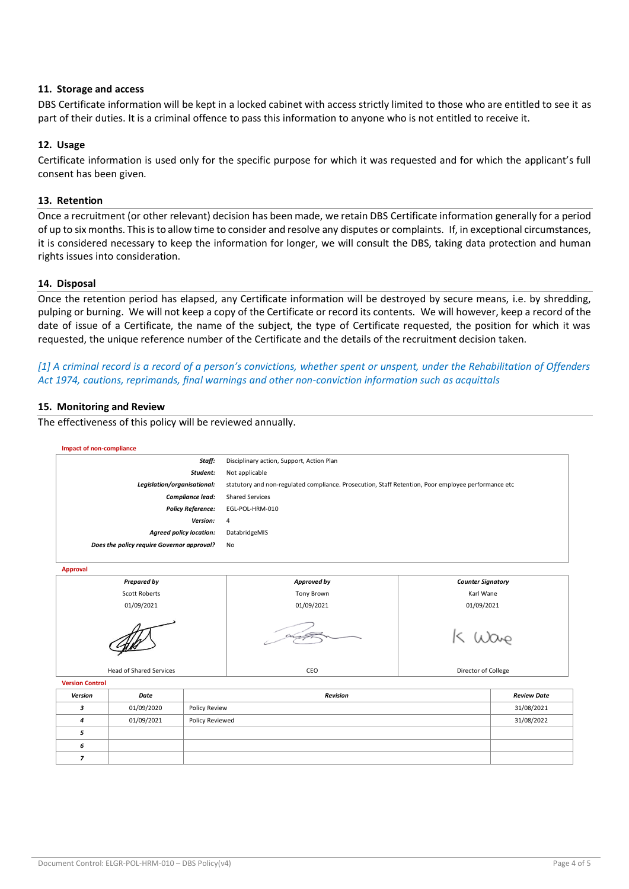## 11. Storage and access

DBS Certificate information will be kept in a locked cabinet with access strictly limited to those who are entitled to see it as part of their duties. It is a criminal offence to pass this information to anyone who is not entitled to receive it.

## 12. Usage

Certificate information is used only for the specific purpose for which it was requested and for which the applicant's full consent has been given.

## 13. Retention

Once a recruitment (or other relevant) decision has been made, we retain DBS Certificate information generally for a period of up to six months. This is to allow time to consider and resolve any disputes or complaints. If, in exceptional circumstances, it is considered necessary to keep the information for longer, we will consult the DBS, taking data protection and human rights issues into consideration.

## 14. Disposal

Once the retention period has elapsed, any Certificate information will be destroyed by secure means, i.e. by shredding, pulping or burning. We will not keep a copy of the Certificate or record its contents. We will however, keep a record of the date of issue of a Certificate, the name of the subject, the type of Certificate requested, the position for which it was requested, the unique reference number of the Certificate and the details of the recruitment decision taken.

*[1] A criminal record is a record of a person's convictions, whether spent or unspent, under the Rehabilitation of Offenders Act 1974, cautions, reprimands, final warnings and other non-conviction information such as acquittals*

## 15. Monitoring and Review

The effectiveness of this policy will be reviewed annually.

**Impact of non-compliance**

| | |
|---|---|
| ***Staff:*** | Disciplinary action, Support, Action Plan |
| ***Student:*** | Not applicable |
| ***Legislation/organisational:*** | statutory and non-regulated compliance. Prosecution, Staff Retention, Poor employee performance etc |
| ***Compliance lead:*** | Shared Services |
| ***Policy Reference:*** | EGL-POL-HRM-010 |
| ***Version:*** | 4 |
| ***Agreed policy location:*** | DatabridgeMIS |
| ***Does the policy require Governor approval?*** | No |

**Approval**

| *Prepared by* | *Approved by* | *Counter Signatory* |
|---|---|---|
| Scott Roberts | Tony Brown | Karl Wane |
| 01/09/2021 | 01/09/2021 | 01/09/2021 |
| [signature] | [signature] | K Wane |
| Head of Shared Services | CEO | Director of College |

**Version Control**

| *Version* | *Date* | *Revision* | *Review Date* |
|---|---|---|---|
| *3* | 01/09/2020 | Policy Review | 31/08/2021 |
| *4* | 01/09/2021 | Policy Reviewed | 31/08/2022 |
| *5* | | | |
| *6* | | | |
| *7* | | | |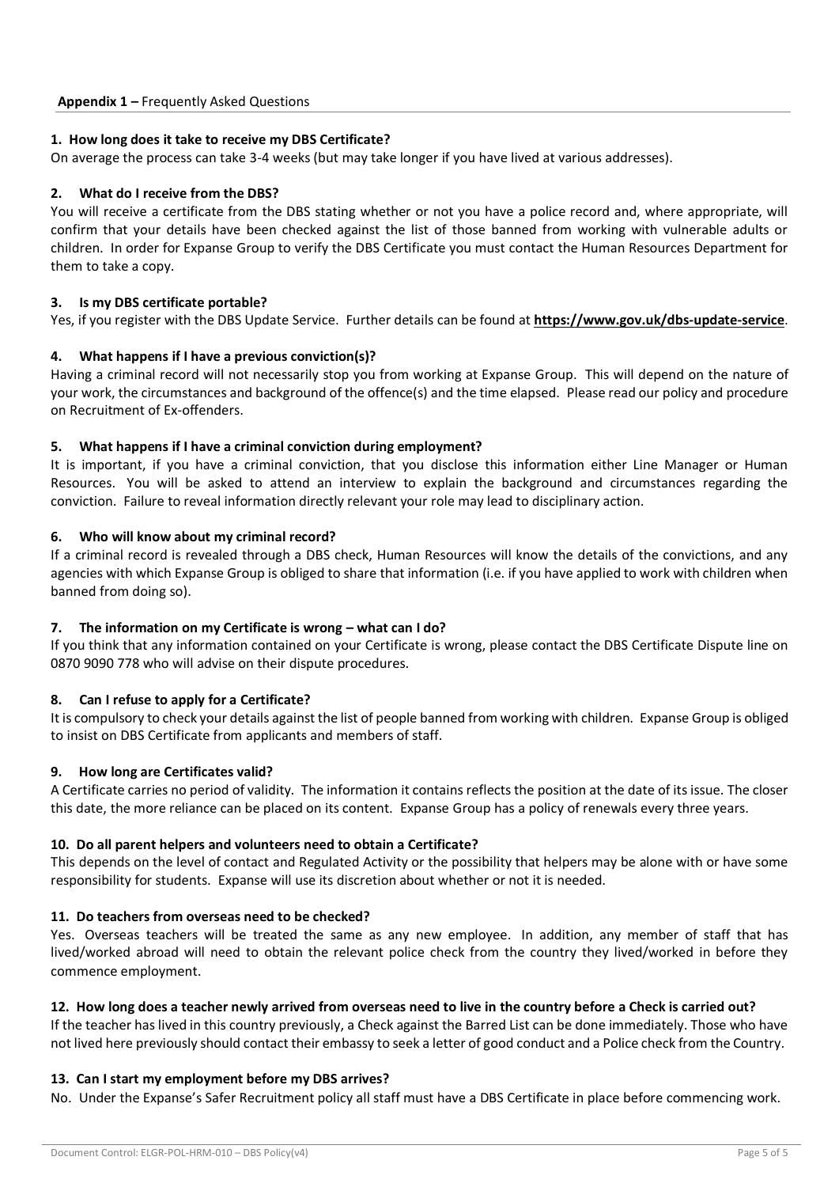**Appendix 1 –** Frequently Asked Questions

### 1. How long does it take to receive my DBS Certificate?

On average the process can take 3-4 weeks (but may take longer if you have lived at various addresses).

### 2. What do I receive from the DBS?

You will receive a certificate from the DBS stating whether or not you have a police record and, where appropriate, will confirm that your details have been checked against the list of those banned from working with vulnerable adults or children. In order for Expanse Group to verify the DBS Certificate you must contact the Human Resources Department for them to take a copy.

### 3. Is my DBS certificate portable?

Yes, if you register with the DBS Update Service. Further details can be found at **https://www.gov.uk/dbs-update-service**.

### 4. What happens if I have a previous conviction(s)?

Having a criminal record will not necessarily stop you from working at Expanse Group. This will depend on the nature of your work, the circumstances and background of the offence(s) and the time elapsed. Please read our policy and procedure on Recruitment of Ex-offenders.

### 5. What happens if I have a criminal conviction during employment?

It is important, if you have a criminal conviction, that you disclose this information either Line Manager or Human Resources. You will be asked to attend an interview to explain the background and circumstances regarding the conviction. Failure to reveal information directly relevant your role may lead to disciplinary action.

### 6. Who will know about my criminal record?

If a criminal record is revealed through a DBS check, Human Resources will know the details of the convictions, and any agencies with which Expanse Group is obliged to share that information (i.e. if you have applied to work with children when banned from doing so).

### 7. The information on my Certificate is wrong – what can I do?

If you think that any information contained on your Certificate is wrong, please contact the DBS Certificate Dispute line on 0870 9090 778 who will advise on their dispute procedures.

### 8. Can I refuse to apply for a Certificate?

It is compulsory to check your details against the list of people banned from working with children. Expanse Group is obliged to insist on DBS Certificate from applicants and members of staff.

### 9. How long are Certificates valid?

A Certificate carries no period of validity. The information it contains reflects the position at the date of its issue. The closer this date, the more reliance can be placed on its content. Expanse Group has a policy of renewals every three years.

### 10. Do all parent helpers and volunteers need to obtain a Certificate?

This depends on the level of contact and Regulated Activity or the possibility that helpers may be alone with or have some responsibility for students. Expanse will use its discretion about whether or not it is needed.

### 11. Do teachers from overseas need to be checked?

Yes. Overseas teachers will be treated the same as any new employee. In addition, any member of staff that has lived/worked abroad will need to obtain the relevant police check from the country they lived/worked in before they commence employment.

### 12. How long does a teacher newly arrived from overseas need to live in the country before a Check is carried out?

If the teacher has lived in this country previously, a Check against the Barred List can be done immediately. Those who have not lived here previously should contact their embassy to seek a letter of good conduct and a Police check from the Country.

### 13. Can I start my employment before my DBS arrives?

No. Under the Expanse's Safer Recruitment policy all staff must have a DBS Certificate in place before commencing work.